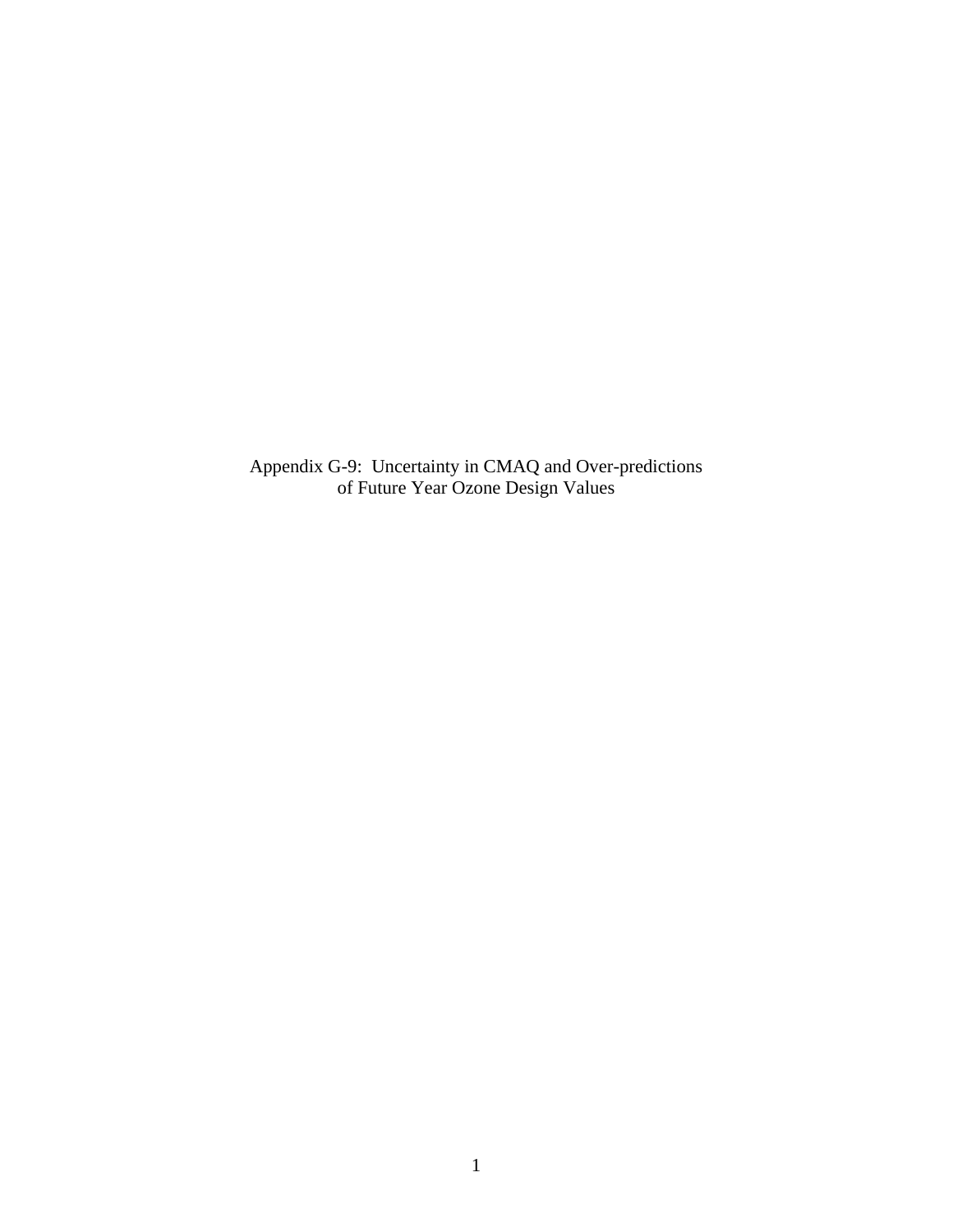# Appendix G-9: Uncertainty in CMAQ and Over-predictions of Future Year Ozone Design Values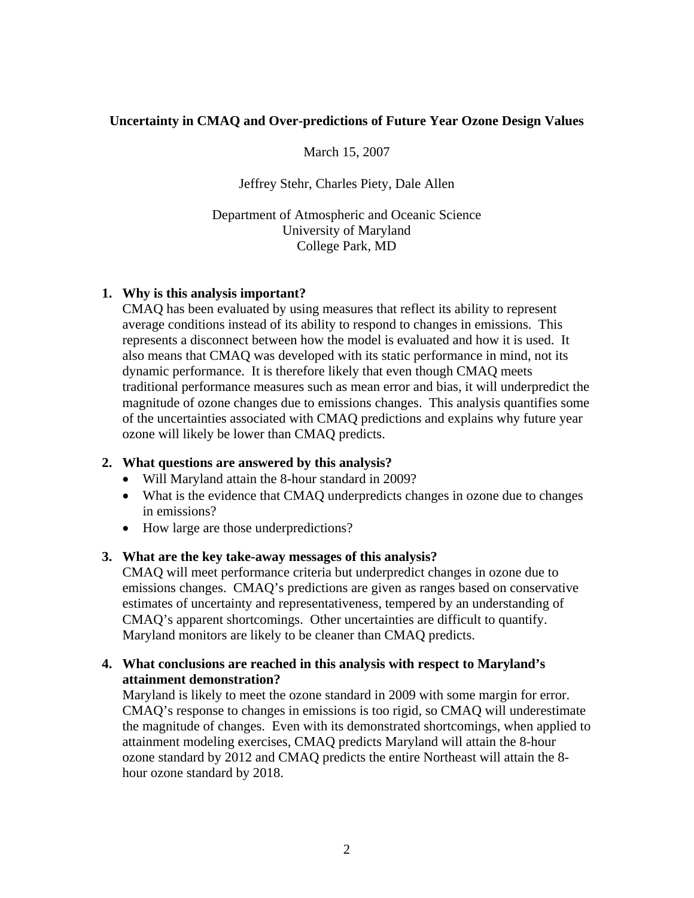**Uncertainty in CMAQ and Over-predictions of Future Year Ozone Design Values**

March 15, 2007

Jeffrey Stehr, Charles Piety, Dale Allen

Department of Atmospheric and Oceanic Science
University of Maryland
College Park, MD

**1. Why is this analysis important?**

CMAQ has been evaluated by using measures that reflect its ability to represent average conditions instead of its ability to respond to changes in emissions. This represents a disconnect between how the model is evaluated and how it is used. It also means that CMAQ was developed with its static performance in mind, not its dynamic performance. It is therefore likely that even though CMAQ meets traditional performance measures such as mean error and bias, it will underpredict the magnitude of ozone changes due to emissions changes. This analysis quantifies some of the uncertainties associated with CMAQ predictions and explains why future year ozone will likely be lower than CMAQ predicts.

**2. What questions are answered by this analysis?**

- Will Maryland attain the 8-hour standard in 2009?
- What is the evidence that CMAQ underpredicts changes in ozone due to changes in emissions?
- How large are those underpredictions?

**3. What are the key take-away messages of this analysis?**

CMAQ will meet performance criteria but underpredict changes in ozone due to emissions changes. CMAQ's predictions are given as ranges based on conservative estimates of uncertainty and representativeness, tempered by an understanding of CMAQ's apparent shortcomings. Other uncertainties are difficult to quantify. Maryland monitors are likely to be cleaner than CMAQ predicts.

**4. What conclusions are reached in this analysis with respect to Maryland's attainment demonstration?**

Maryland is likely to meet the ozone standard in 2009 with some margin for error. CMAQ's response to changes in emissions is too rigid, so CMAQ will underestimate the magnitude of changes. Even with its demonstrated shortcomings, when applied to attainment modeling exercises, CMAQ predicts Maryland will attain the 8-hour ozone standard by 2012 and CMAQ predicts the entire Northeast will attain the 8-hour ozone standard by 2018.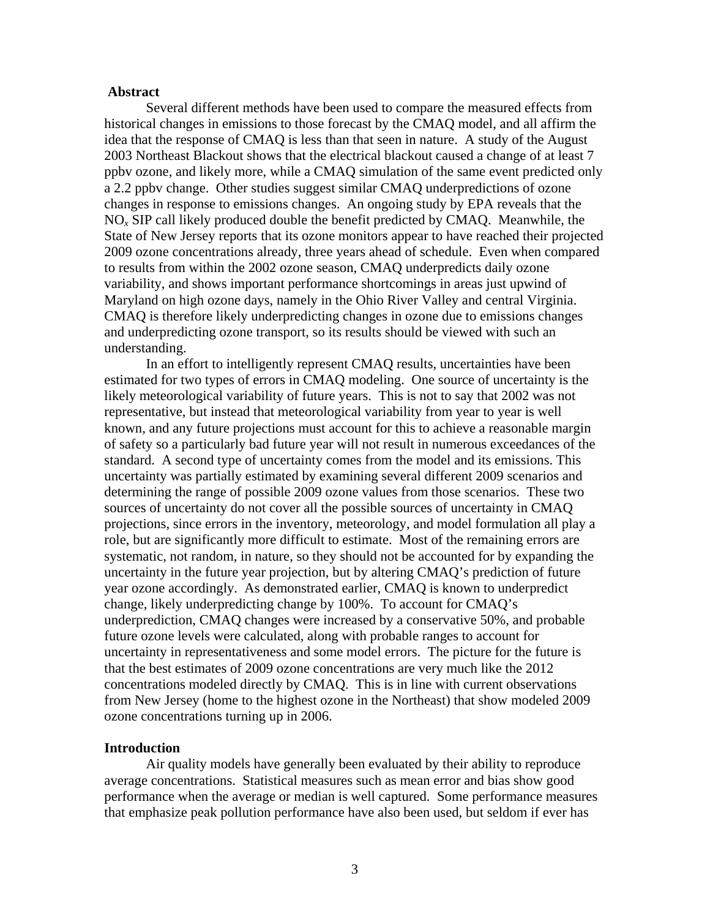## Abstract

Several different methods have been used to compare the measured effects from historical changes in emissions to those forecast by the CMAQ model, and all affirm the idea that the response of CMAQ is less than that seen in nature. A study of the August 2003 Northeast Blackout shows that the electrical blackout caused a change of at least 7 ppbv ozone, and likely more, while a CMAQ simulation of the same event predicted only a 2.2 ppbv change. Other studies suggest similar CMAQ underpredictions of ozone changes in response to emissions changes. An ongoing study by EPA reveals that the $NO_x$ SIP call likely produced double the benefit predicted by CMAQ. Meanwhile, the State of New Jersey reports that its ozone monitors appear to have reached their projected 2009 ozone concentrations already, three years ahead of schedule. Even when compared to results from within the 2002 ozone season, CMAQ underpredicts daily ozone variability, and shows important performance shortcomings in areas just upwind of Maryland on high ozone days, namely in the Ohio River Valley and central Virginia. CMAQ is therefore likely underpredicting changes in ozone due to emissions changes and underpredicting ozone transport, so its results should be viewed with such an understanding.

In an effort to intelligently represent CMAQ results, uncertainties have been estimated for two types of errors in CMAQ modeling. One source of uncertainty is the likely meteorological variability of future years. This is not to say that 2002 was not representative, but instead that meteorological variability from year to year is well known, and any future projections must account for this to achieve a reasonable margin of safety so a particularly bad future year will not result in numerous exceedances of the standard. A second type of uncertainty comes from the model and its emissions. This uncertainty was partially estimated by examining several different 2009 scenarios and determining the range of possible 2009 ozone values from those scenarios. These two sources of uncertainty do not cover all the possible sources of uncertainty in CMAQ projections, since errors in the inventory, meteorology, and model formulation all play a role, but are significantly more difficult to estimate. Most of the remaining errors are systematic, not random, in nature, so they should not be accounted for by expanding the uncertainty in the future year projection, but by altering CMAQ's prediction of future year ozone accordingly. As demonstrated earlier, CMAQ is known to underpredict change, likely underpredicting change by 100%. To account for CMAQ's underprediction, CMAQ changes were increased by a conservative 50%, and probable future ozone levels were calculated, along with probable ranges to account for uncertainty in representativeness and some model errors. The picture for the future is that the best estimates of 2009 ozone concentrations are very much like the 2012 concentrations modeled directly by CMAQ. This is in line with current observations from New Jersey (home to the highest ozone in the Northeast) that show modeled 2009 ozone concentrations turning up in 2006.

## Introduction

Air quality models have generally been evaluated by their ability to reproduce average concentrations. Statistical measures such as mean error and bias show good performance when the average or median is well captured. Some performance measures that emphasize peak pollution performance have also been used, but seldom if ever has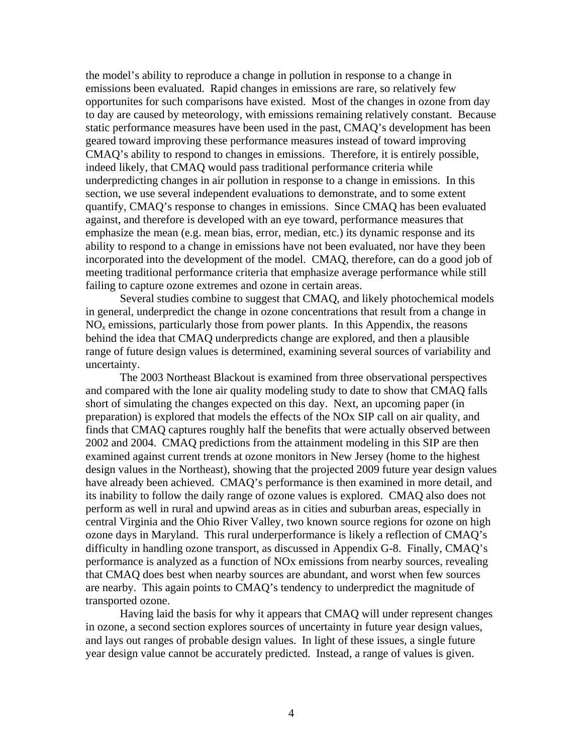the model's ability to reproduce a change in pollution in response to a change in emissions been evaluated. Rapid changes in emissions are rare, so relatively few opportunites for such comparisons have existed. Most of the changes in ozone from day to day are caused by meteorology, with emissions remaining relatively constant. Because static performance measures have been used in the past, CMAQ's development has been geared toward improving these performance measures instead of toward improving CMAQ's ability to respond to changes in emissions. Therefore, it is entirely possible, indeed likely, that CMAQ would pass traditional performance criteria while underpredicting changes in air pollution in response to a change in emissions. In this section, we use several independent evaluations to demonstrate, and to some extent quantify, CMAQ's response to changes in emissions. Since CMAQ has been evaluated against, and therefore is developed with an eye toward, performance measures that emphasize the mean (e.g. mean bias, error, median, etc.) its dynamic response and its ability to respond to a change in emissions have not been evaluated, nor have they been incorporated into the development of the model. CMAQ, therefore, can do a good job of meeting traditional performance criteria that emphasize average performance while still failing to capture ozone extremes and ozone in certain areas.

Several studies combine to suggest that CMAQ, and likely photochemical models in general, underpredict the change in ozone concentrations that result from a change in $NO_x$ emissions, particularly those from power plants. In this Appendix, the reasons behind the idea that CMAQ underpredicts change are explored, and then a plausible range of future design values is determined, examining several sources of variability and uncertainty.

The 2003 Northeast Blackout is examined from three observational perspectives and compared with the lone air quality modeling study to date to show that CMAQ falls short of simulating the changes expected on this day. Next, an upcoming paper (in preparation) is explored that models the effects of the NOx SIP call on air quality, and finds that CMAQ captures roughly half the benefits that were actually observed between 2002 and 2004. CMAQ predictions from the attainment modeling in this SIP are then examined against current trends at ozone monitors in New Jersey (home to the highest design values in the Northeast), showing that the projected 2009 future year design values have already been achieved. CMAQ's performance is then examined in more detail, and its inability to follow the daily range of ozone values is explored. CMAQ also does not perform as well in rural and upwind areas as in cities and suburban areas, especially in central Virginia and the Ohio River Valley, two known source regions for ozone on high ozone days in Maryland. This rural underperformance is likely a reflection of CMAQ's difficulty in handling ozone transport, as discussed in Appendix G-8. Finally, CMAQ's performance is analyzed as a function of NOx emissions from nearby sources, revealing that CMAQ does best when nearby sources are abundant, and worst when few sources are nearby. This again points to CMAQ's tendency to underpredict the magnitude of transported ozone.

Having laid the basis for why it appears that CMAQ will under represent changes in ozone, a second section explores sources of uncertainty in future year design values, and lays out ranges of probable design values. In light of these issues, a single future year design value cannot be accurately predicted. Instead, a range of values is given.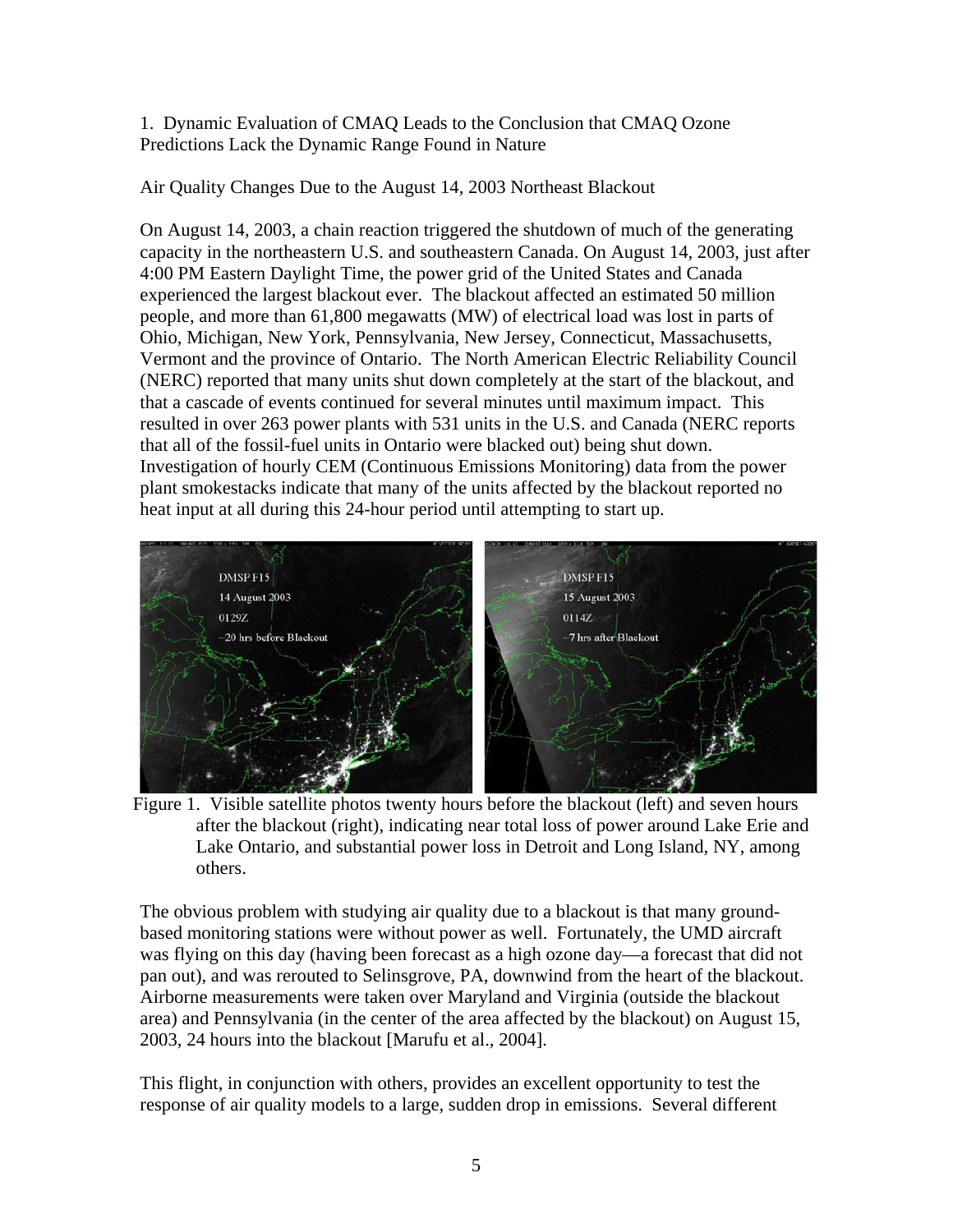1. Dynamic Evaluation of CMAQ Leads to the Conclusion that CMAQ Ozone Predictions Lack the Dynamic Range Found in Nature

Air Quality Changes Due to the August 14, 2003 Northeast Blackout

On August 14, 2003, a chain reaction triggered the shutdown of much of the generating capacity in the northeastern U.S. and southeastern Canada. On August 14, 2003, just after 4:00 PM Eastern Daylight Time, the power grid of the United States and Canada experienced the largest blackout ever. The blackout affected an estimated 50 million people, and more than 61,800 megawatts (MW) of electrical load was lost in parts of Ohio, Michigan, New York, Pennsylvania, New Jersey, Connecticut, Massachusetts, Vermont and the province of Ontario. The North American Electric Reliability Council (NERC) reported that many units shut down completely at the start of the blackout, and that a cascade of events continued for several minutes until maximum impact. This resulted in over 263 power plants with 531 units in the U.S. and Canada (NERC reports that all of the fossil-fuel units in Ontario were blacked out) being shut down. Investigation of hourly CEM (Continuous Emissions Monitoring) data from the power plant smokestacks indicate that many of the units affected by the blackout reported no heat input at all during this 24-hour period until attempting to start up.

Figure 1. Visible satellite photos twenty hours before the blackout (left) and seven hours after the blackout (right), indicating near total loss of power around Lake Erie and Lake Ontario, and substantial power loss in Detroit and Long Island, NY, among others.

The obvious problem with studying air quality due to a blackout is that many ground-based monitoring stations were without power as well. Fortunately, the UMD aircraft was flying on this day (having been forecast as a high ozone day—a forecast that did not pan out), and was rerouted to Selinsgrove, PA, downwind from the heart of the blackout. Airborne measurements were taken over Maryland and Virginia (outside the blackout area) and Pennsylvania (in the center of the area affected by the blackout) on August 15, 2003, 24 hours into the blackout [Marufu et al., 2004].

This flight, in conjunction with others, provides an excellent opportunity to test the response of air quality models to a large, sudden drop in emissions. Several different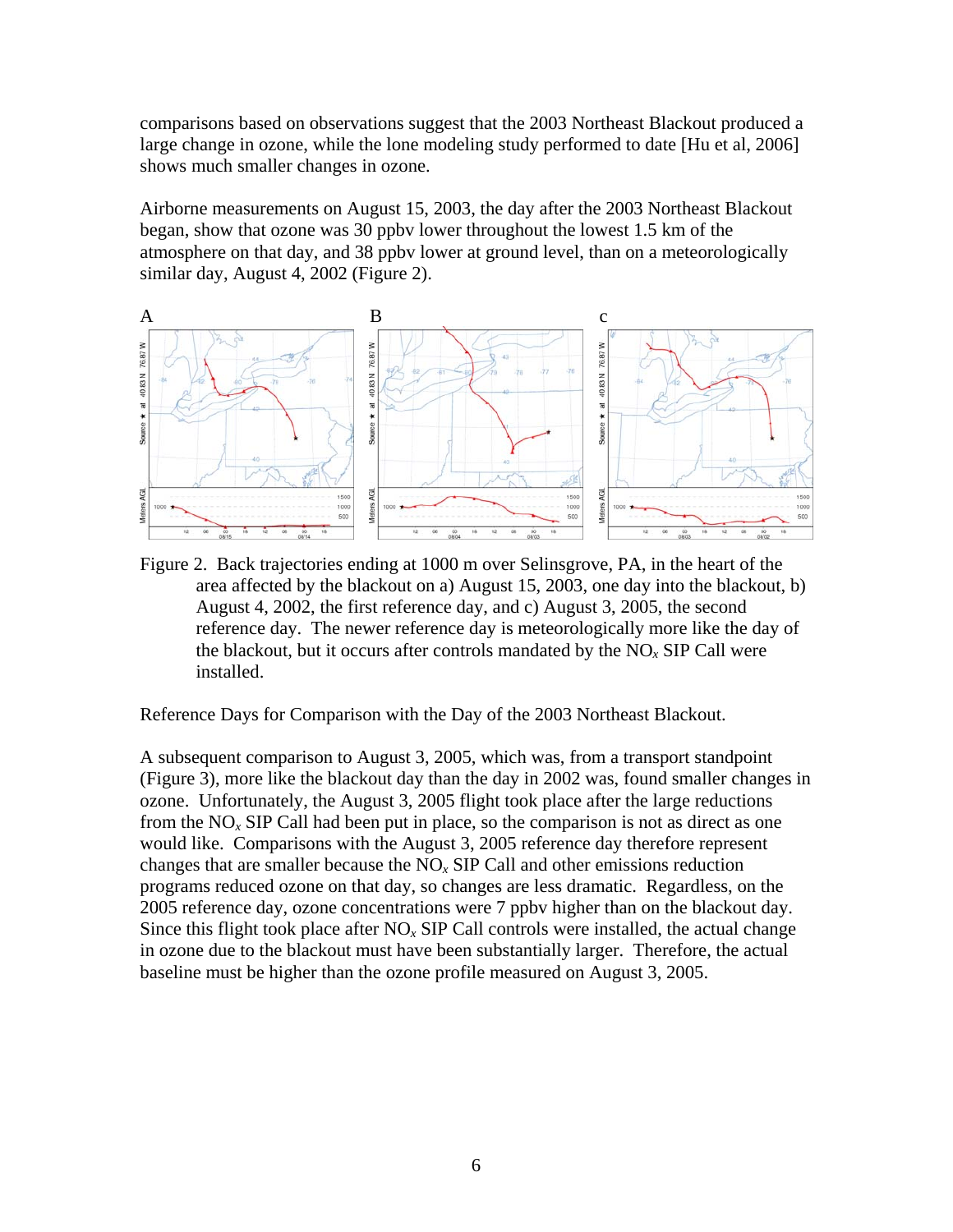comparisons based on observations suggest that the 2003 Northeast Blackout produced a large change in ozone, while the lone modeling study performed to date [Hu et al, 2006] shows much smaller changes in ozone.

Airborne measurements on August 15, 2003, the day after the 2003 Northeast Blackout began, show that ozone was 30 ppbv lower throughout the lowest 1.5 km of the atmosphere on that day, and 38 ppbv lower at ground level, than on a meteorologically similar day, August 4, 2002 (Figure 2).

Figure 2. Back trajectories ending at 1000 m over Selinsgrove, PA, in the heart of the area affected by the blackout on a) August 15, 2003, one day into the blackout, b) August 4, 2002, the first reference day, and c) August 3, 2005, the second reference day. The newer reference day is meteorologically more like the day of the blackout, but it occurs after controls mandated by the $NO_x$ SIP Call were installed.

Reference Days for Comparison with the Day of the 2003 Northeast Blackout.

A subsequent comparison to August 3, 2005, which was, from a transport standpoint (Figure 3), more like the blackout day than the day in 2002 was, found smaller changes in ozone. Unfortunately, the August 3, 2005 flight took place after the large reductions from the $NO_x$ SIP Call had been put in place, so the comparison is not as direct as one would like. Comparisons with the August 3, 2005 reference day therefore represent changes that are smaller because the $NO_x$ SIP Call and other emissions reduction programs reduced ozone on that day, so changes are less dramatic. Regardless, on the 2005 reference day, ozone concentrations were 7 ppbv higher than on the blackout day. Since this flight took place after $NO_x$ SIP Call controls were installed, the actual change in ozone due to the blackout must have been substantially larger. Therefore, the actual baseline must be higher than the ozone profile measured on August 3, 2005.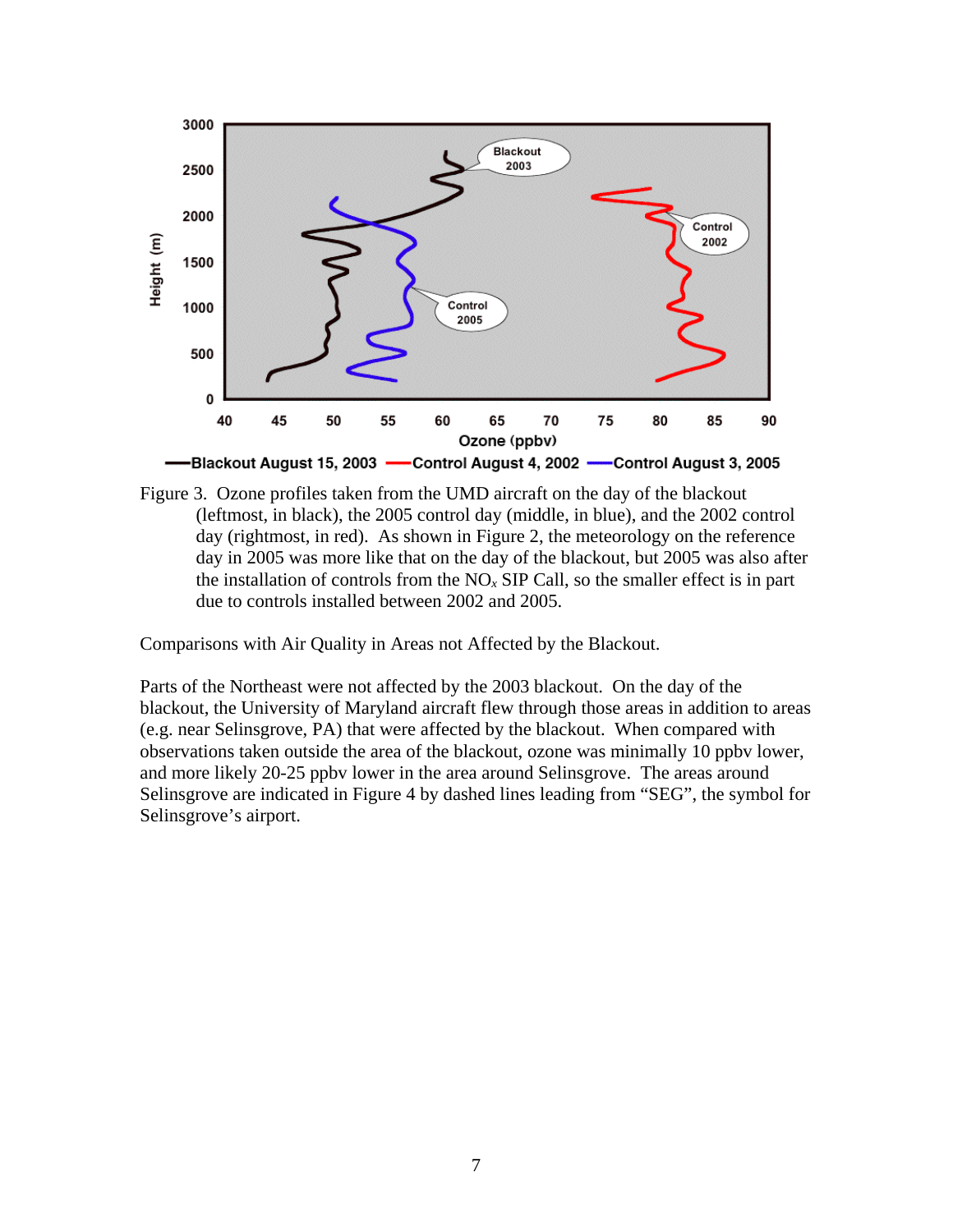Figure 3. Ozone profiles taken from the UMD aircraft on the day of the blackout (leftmost, in black), the 2005 control day (middle, in blue), and the 2002 control day (rightmost, in red). As shown in Figure 2, the meteorology on the reference day in 2005 was more like that on the day of the blackout, but 2005 was also after the installation of controls from the $NO_x$ SIP Call, so the smaller effect is in part due to controls installed between 2002 and 2005.

Comparisons with Air Quality in Areas not Affected by the Blackout.

Parts of the Northeast were not affected by the 2003 blackout. On the day of the blackout, the University of Maryland aircraft flew through those areas in addition to areas (e.g. near Selinsgrove, PA) that were affected by the blackout. When compared with observations taken outside the area of the blackout, ozone was minimally 10 ppbv lower, and more likely 20-25 ppbv lower in the area around Selinsgrove. The areas around Selinsgrove are indicated in Figure 4 by dashed lines leading from "SEG", the symbol for Selinsgrove's airport.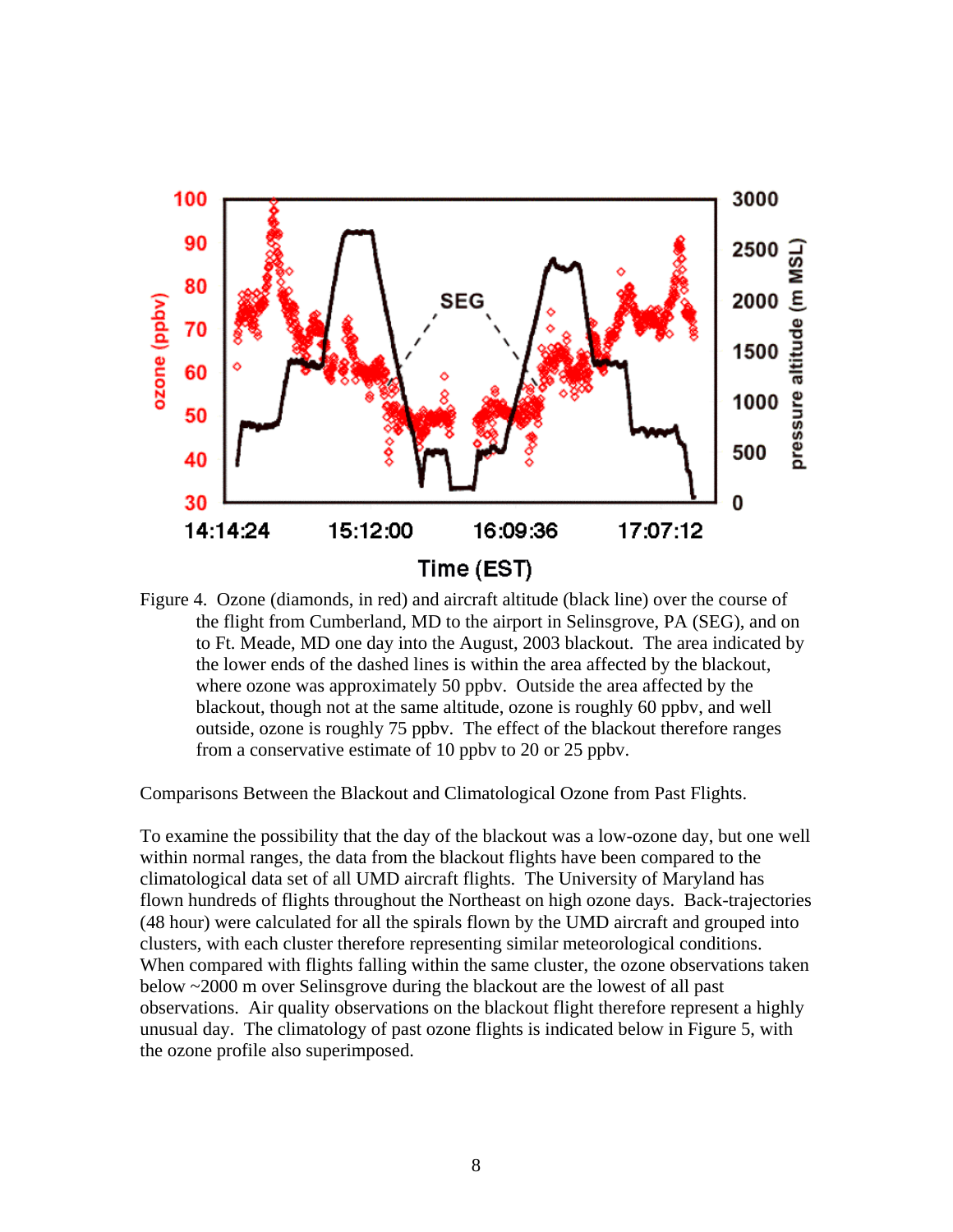Figure 4. Ozone (diamonds, in red) and aircraft altitude (black line) over the course of the flight from Cumberland, MD to the airport in Selinsgrove, PA (SEG), and on to Ft. Meade, MD one day into the August, 2003 blackout. The area indicated by the lower ends of the dashed lines is within the area affected by the blackout, where ozone was approximately 50 ppbv. Outside the area affected by the blackout, though not at the same altitude, ozone is roughly 60 ppbv, and well outside, ozone is roughly 75 ppbv. The effect of the blackout therefore ranges from a conservative estimate of 10 ppbv to 20 or 25 ppbv.

Comparisons Between the Blackout and Climatological Ozone from Past Flights.

To examine the possibility that the day of the blackout was a low-ozone day, but one well within normal ranges, the data from the blackout flights have been compared to the climatological data set of all UMD aircraft flights. The University of Maryland has flown hundreds of flights throughout the Northeast on high ozone days. Back-trajectories (48 hour) were calculated for all the spirals flown by the UMD aircraft and grouped into clusters, with each cluster therefore representing similar meteorological conditions. When compared with flights falling within the same cluster, the ozone observations taken below ~2000 m over Selinsgrove during the blackout are the lowest of all past observations. Air quality observations on the blackout flight therefore represent a highly unusual day. The climatology of past ozone flights is indicated below in Figure 5, with the ozone profile also superimposed.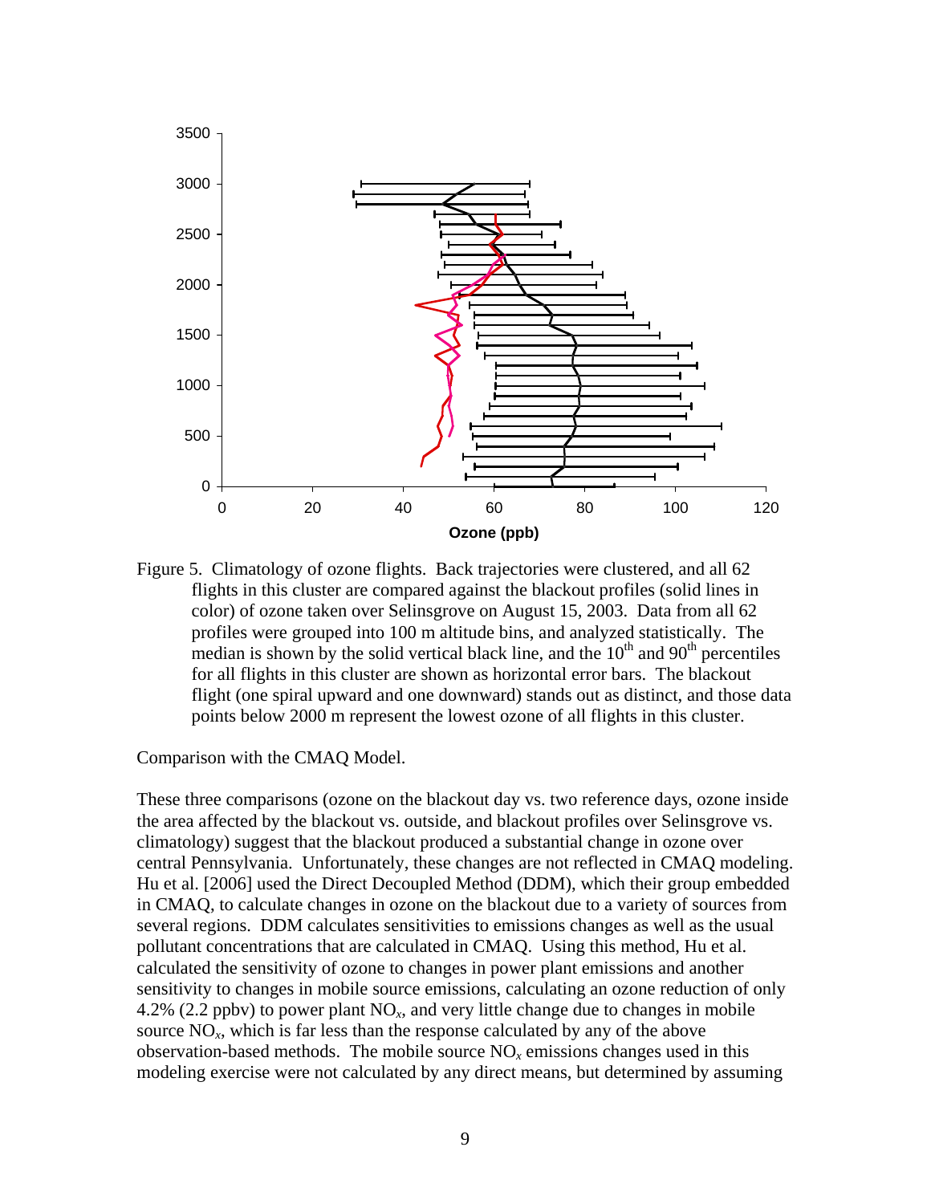Figure 5. Climatology of ozone flights. Back trajectories were clustered, and all 62 flights in this cluster are compared against the blackout profiles (solid lines in color) of ozone taken over Selinsgrove on August 15, 2003. Data from all 62 profiles were grouped into 100 m altitude bins, and analyzed statistically. The median is shown by the solid vertical black line, and the 10th and 90th percentiles for all flights in this cluster are shown as horizontal error bars. The blackout flight (one spiral upward and one downward) stands out as distinct, and those data points below 2000 m represent the lowest ozone of all flights in this cluster.

Comparison with the CMAQ Model.

These three comparisons (ozone on the blackout day vs. two reference days, ozone inside the area affected by the blackout vs. outside, and blackout profiles over Selinsgrove vs. climatology) suggest that the blackout produced a substantial change in ozone over central Pennsylvania. Unfortunately, these changes are not reflected in CMAQ modeling. Hu et al. [2006] used the Direct Decoupled Method (DDM), which their group embedded in CMAQ, to calculate changes in ozone on the blackout due to a variety of sources from several regions. DDM calculates sensitivities to emissions changes as well as the usual pollutant concentrations that are calculated in CMAQ. Using this method, Hu et al. calculated the sensitivity of ozone to changes in power plant emissions and another sensitivity to changes in mobile source emissions, calculating an ozone reduction of only 4.2% (2.2 ppbv) to power plant $NO_x$, and very little change due to changes in mobile source $NO_x$, which is far less than the response calculated by any of the above observation-based methods. The mobile source $NO_x$ emissions changes used in this modeling exercise were not calculated by any direct means, but determined by assuming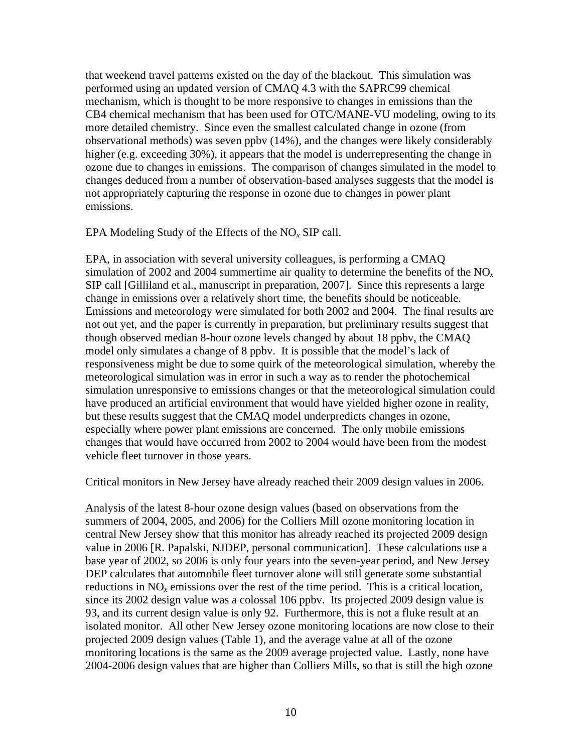that weekend travel patterns existed on the day of the blackout. This simulation was performed using an updated version of CMAQ 4.3 with the SAPRC99 chemical mechanism, which is thought to be more responsive to changes in emissions than the CB4 chemical mechanism that has been used for OTC/MANE-VU modeling, owing to its more detailed chemistry. Since even the smallest calculated change in ozone (from observational methods) was seven ppbv (14%), and the changes were likely considerably higher (e.g. exceeding 30%), it appears that the model is underrepresenting the change in ozone due to changes in emissions. The comparison of changes simulated in the model to changes deduced from a number of observation-based analyses suggests that the model is not appropriately capturing the response in ozone due to changes in power plant emissions.

EPA Modeling Study of the Effects of the $NO_x$ SIP call.

EPA, in association with several university colleagues, is performing a CMAQ simulation of 2002 and 2004 summertime air quality to determine the benefits of the $NO_x$ SIP call [Gilliland et al., manuscript in preparation, 2007]. Since this represents a large change in emissions over a relatively short time, the benefits should be noticeable. Emissions and meteorology were simulated for both 2002 and 2004. The final results are not out yet, and the paper is currently in preparation, but preliminary results suggest that though observed median 8-hour ozone levels changed by about 18 ppbv, the CMAQ model only simulates a change of 8 ppbv. It is possible that the model's lack of responsiveness might be due to some quirk of the meteorological simulation, whereby the meteorological simulation was in error in such a way as to render the photochemical simulation unresponsive to emissions changes or that the meteorological simulation could have produced an artificial environment that would have yielded higher ozone in reality, but these results suggest that the CMAQ model underpredicts changes in ozone, especially where power plant emissions are concerned. The only mobile emissions changes that would have occurred from 2002 to 2004 would have been from the modest vehicle fleet turnover in those years.

Critical monitors in New Jersey have already reached their 2009 design values in 2006.

Analysis of the latest 8-hour ozone design values (based on observations from the summers of 2004, 2005, and 2006) for the Colliers Mill ozone monitoring location in central New Jersey show that this monitor has already reached its projected 2009 design value in 2006 [R. Papalski, NJDEP, personal communication]. These calculations use a base year of 2002, so 2006 is only four years into the seven-year period, and New Jersey DEP calculates that automobile fleet turnover alone will still generate some substantial reductions in $NO_x$ emissions over the rest of the time period. This is a critical location, since its 2002 design value was a colossal 106 ppbv. Its projected 2009 design value is 93, and its current design value is only 92. Furthermore, this is not a fluke result at an isolated monitor. All other New Jersey ozone monitoring locations are now close to their projected 2009 design values (Table 1), and the average value at all of the ozone monitoring locations is the same as the 2009 average projected value. Lastly, none have 2004-2006 design values that are higher than Colliers Mills, so that is still the high ozone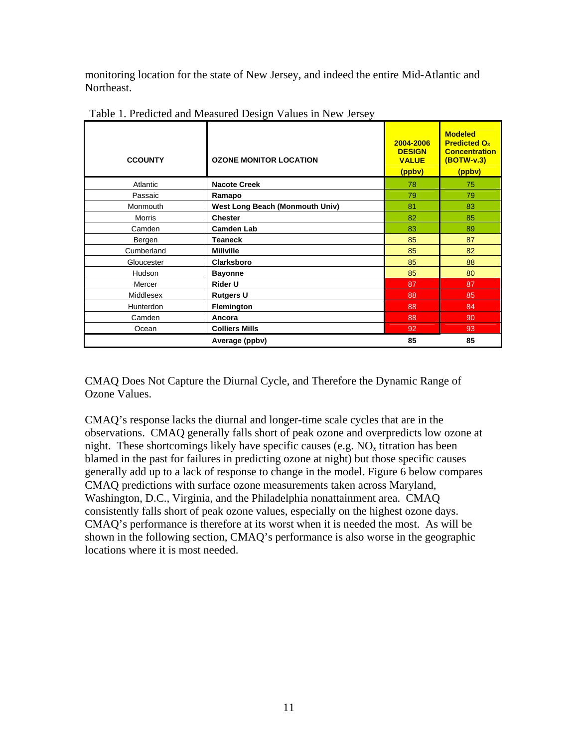monitoring location for the state of New Jersey, and indeed the entire Mid-Atlantic and Northeast.

Table 1. Predicted and Measured Design Values in New Jersey

| CCOUNTY | OZONE MONITOR LOCATION | 2004-2006 DESIGN VALUE (ppbv) | Modeled Predicted $O_3$ Concentration (BOTW-v.3) (ppbv) |
|---|---|---|---|
| Atlantic | **Nacote Creek** | 78 | 75 |
| Passaic | **Ramapo** | 79 | 79 |
| Monmouth | **West Long Beach (Monmouth Univ)** | 81 | 83 |
| Morris | **Chester** | 82 | 85 |
| Camden | **Camden Lab** | 83 | 89 |
| Bergen | **Teaneck** | 85 | 87 |
| Cumberland | **Millville** | 85 | 82 |
| Gloucester | **Clarksboro** | 85 | 88 |
| Hudson | **Bayonne** | 85 | 80 |
| Mercer | **Rider U** | 87 | 87 |
| Middlesex | **Rutgers U** | 88 | 85 |
| Hunterdon | **Flemington** | 88 | 84 |
| Camden | **Ancora** | 88 | 90 |
| Ocean | **Colliers Mills** | 92 | 93 |
| | **Average (ppbv)** | **85** | **85** |

CMAQ Does Not Capture the Diurnal Cycle, and Therefore the Dynamic Range of Ozone Values.

CMAQ's response lacks the diurnal and longer-time scale cycles that are in the observations. CMAQ generally falls short of peak ozone and overpredicts low ozone at night. These shortcomings likely have specific causes (e.g. $NO_x$ titration has been blamed in the past for failures in predicting ozone at night) but those specific causes generally add up to a lack of response to change in the model. Figure 6 below compares CMAQ predictions with surface ozone measurements taken across Maryland, Washington, D.C., Virginia, and the Philadelphia nonattainment area. CMAQ consistently falls short of peak ozone values, especially on the highest ozone days. CMAQ's performance is therefore at its worst when it is needed the most. As will be shown in the following section, CMAQ's performance is also worse in the geographic locations where it is most needed.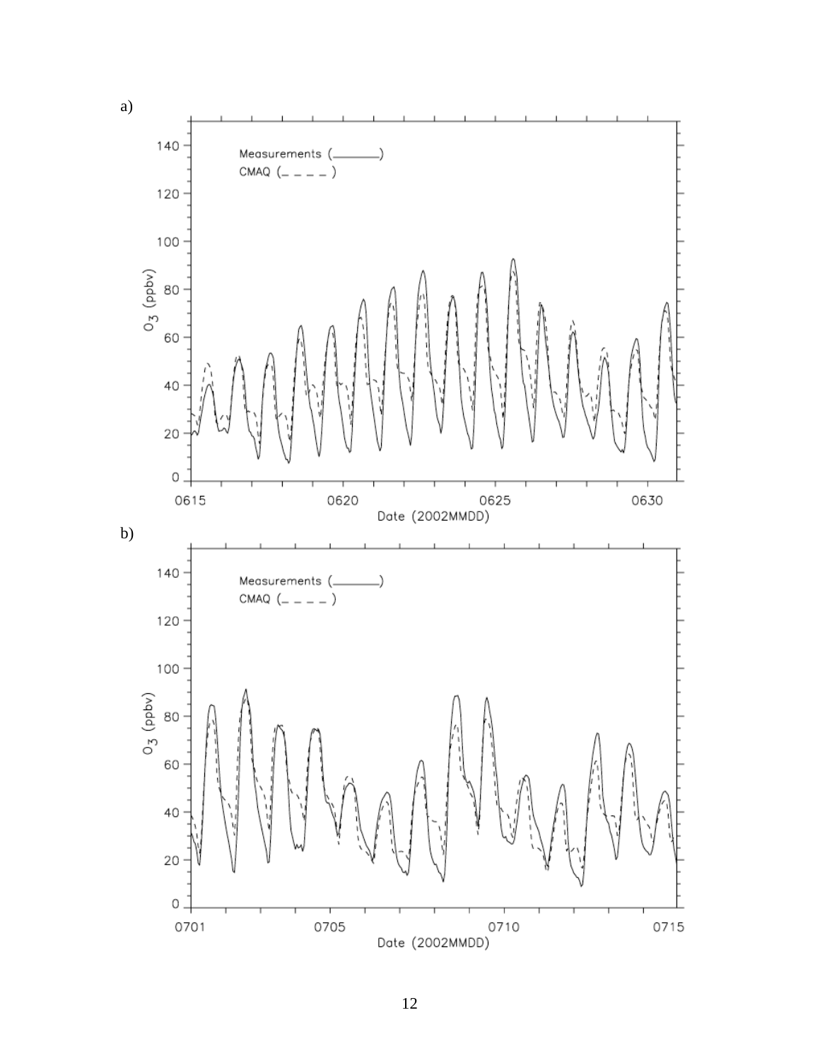a)

b)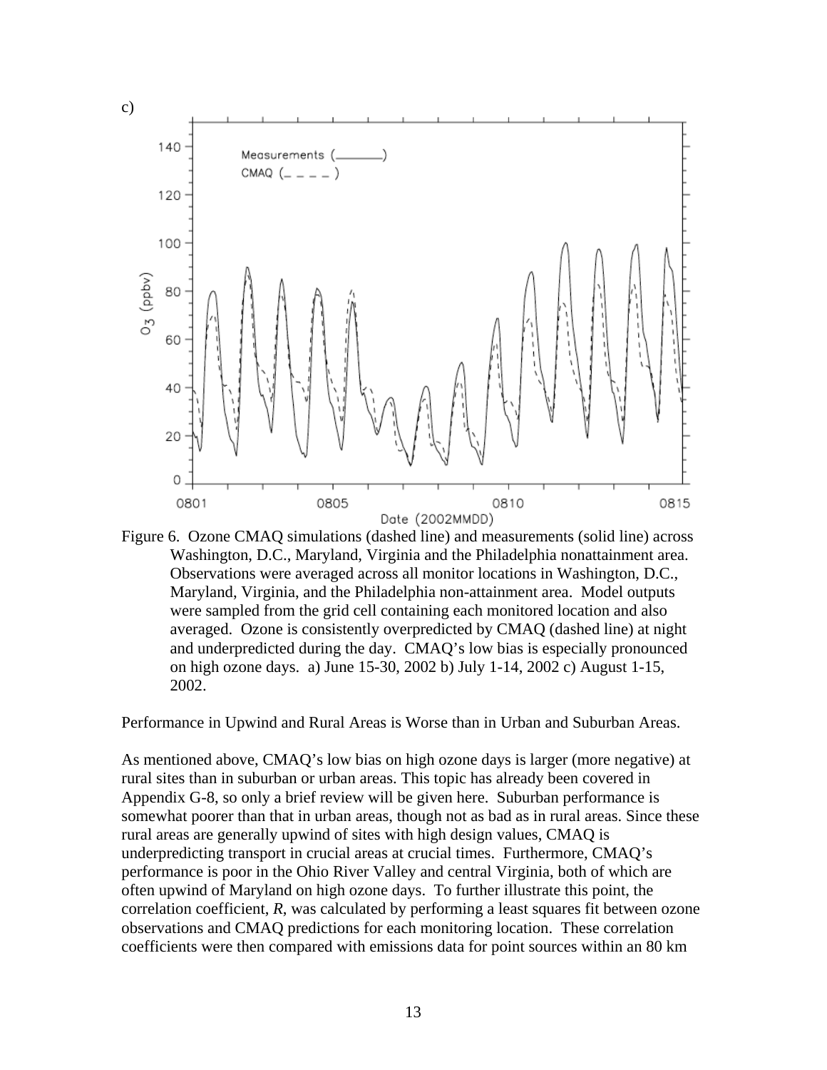c)

Figure 6. Ozone CMAQ simulations (dashed line) and measurements (solid line) across Washington, D.C., Maryland, Virginia and the Philadelphia nonattainment area. Observations were averaged across all monitor locations in Washington, D.C., Maryland, Virginia, and the Philadelphia non-attainment area. Model outputs were sampled from the grid cell containing each monitored location and also averaged. Ozone is consistently overpredicted by CMAQ (dashed line) at night and underpredicted during the day. CMAQ's low bias is especially pronounced on high ozone days. a) June 15-30, 2002 b) July 1-14, 2002 c) August 1-15, 2002.

Performance in Upwind and Rural Areas is Worse than in Urban and Suburban Areas.

As mentioned above, CMAQ's low bias on high ozone days is larger (more negative) at rural sites than in suburban or urban areas. This topic has already been covered in Appendix G-8, so only a brief review will be given here. Suburban performance is somewhat poorer than that in urban areas, though not as bad as in rural areas. Since these rural areas are generally upwind of sites with high design values, CMAQ is underpredicting transport in crucial areas at crucial times. Furthermore, CMAQ's performance is poor in the Ohio River Valley and central Virginia, both of which are often upwind of Maryland on high ozone days. To further illustrate this point, the correlation coefficient, *R*, was calculated by performing a least squares fit between ozone observations and CMAQ predictions for each monitoring location. These correlation coefficients were then compared with emissions data for point sources within an 80 km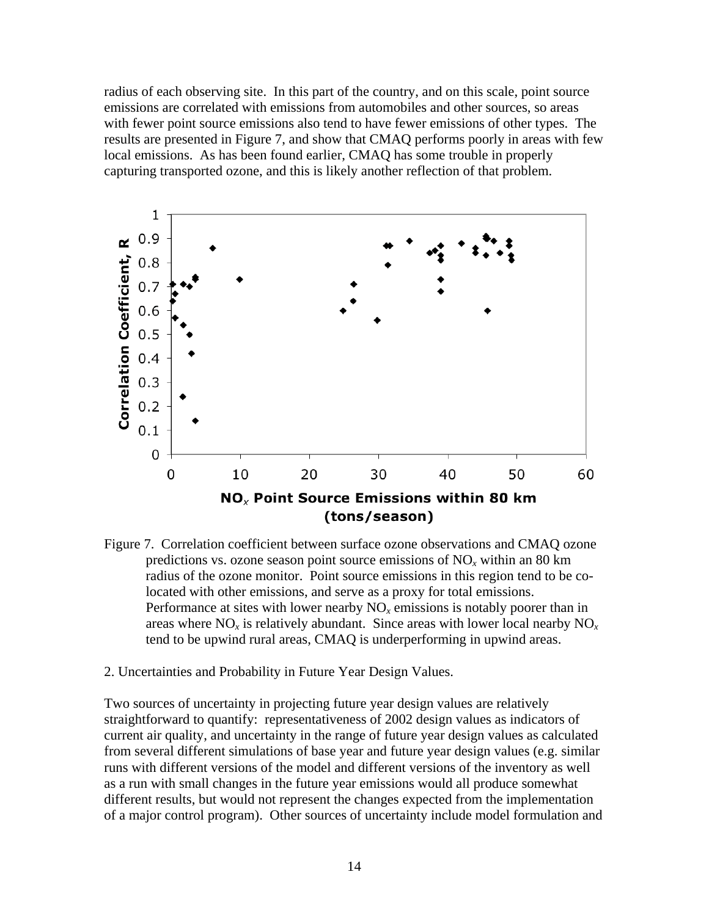radius of each observing site. In this part of the country, and on this scale, point source emissions are correlated with emissions from automobiles and other sources, so areas with fewer point source emissions also tend to have fewer emissions of other types. The results are presented in Figure 7, and show that CMAQ performs poorly in areas with few local emissions. As has been found earlier, CMAQ has some trouble in properly capturing transported ozone, and this is likely another reflection of that problem.

Figure 7. Correlation coefficient between surface ozone observations and CMAQ ozone predictions vs. ozone season point source emissions of $NO_x$ within an 80 km radius of the ozone monitor. Point source emissions in this region tend to be co-located with other emissions, and serve as a proxy for total emissions. Performance at sites with lower nearby $NO_x$ emissions is notably poorer than in areas where $NO_x$ is relatively abundant. Since areas with lower local nearby $NO_x$ tend to be upwind rural areas, CMAQ is underperforming in upwind areas.

2. Uncertainties and Probability in Future Year Design Values.

Two sources of uncertainty in projecting future year design values are relatively straightforward to quantify: representativeness of 2002 design values as indicators of current air quality, and uncertainty in the range of future year design values as calculated from several different simulations of base year and future year design values (e.g. similar runs with different versions of the model and different versions of the inventory as well as a run with small changes in the future year emissions would all produce somewhat different results, but would not represent the changes expected from the implementation of a major control program). Other sources of uncertainty include model formulation and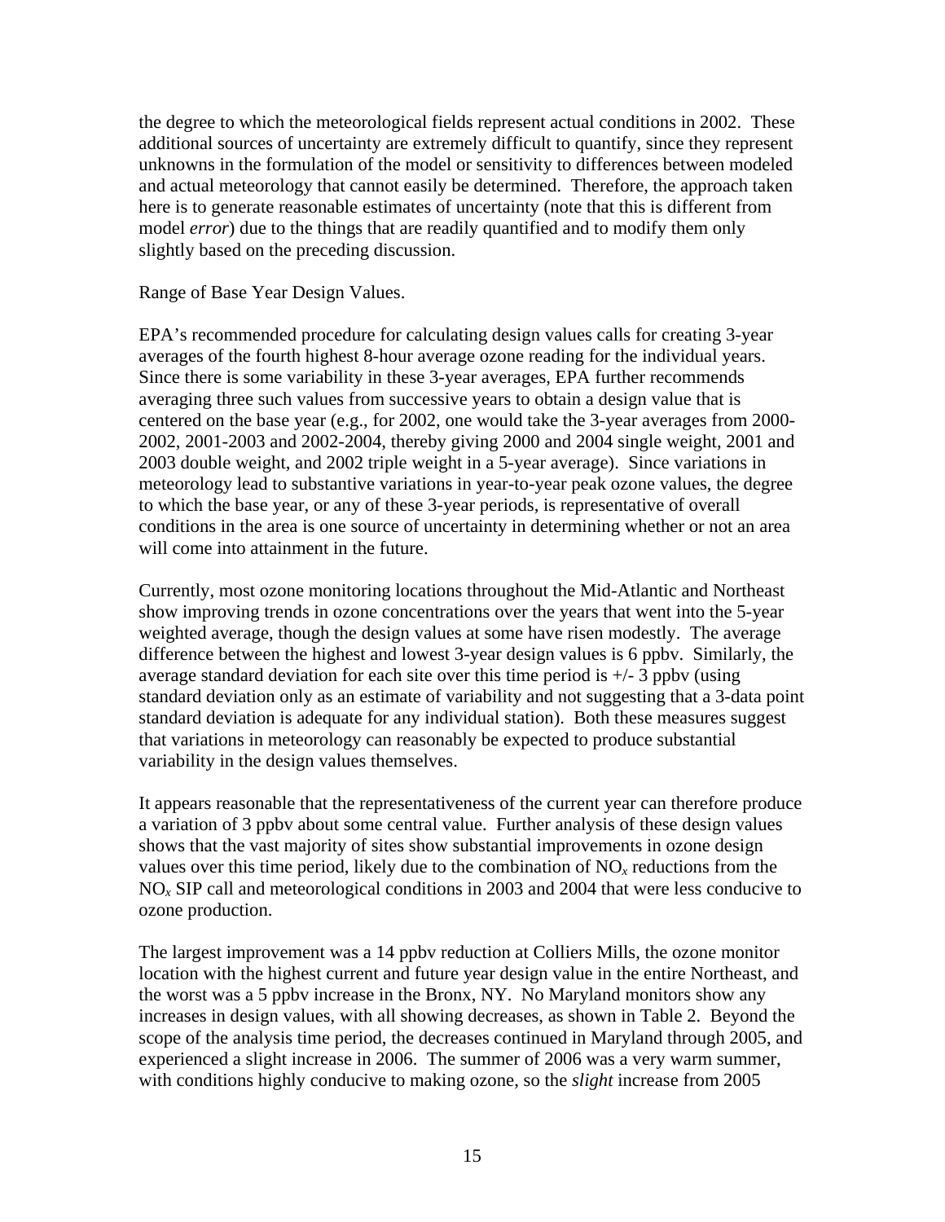the degree to which the meteorological fields represent actual conditions in 2002. These additional sources of uncertainty are extremely difficult to quantify, since they represent unknowns in the formulation of the model or sensitivity to differences between modeled and actual meteorology that cannot easily be determined. Therefore, the approach taken here is to generate reasonable estimates of uncertainty (note that this is different from model *error*) due to the things that are readily quantified and to modify them only slightly based on the preceding discussion.

Range of Base Year Design Values.

EPA's recommended procedure for calculating design values calls for creating 3-year averages of the fourth highest 8-hour average ozone reading for the individual years. Since there is some variability in these 3-year averages, EPA further recommends averaging three such values from successive years to obtain a design value that is centered on the base year (e.g., for 2002, one would take the 3-year averages from 2000-2002, 2001-2003 and 2002-2004, thereby giving 2000 and 2004 single weight, 2001 and 2003 double weight, and 2002 triple weight in a 5-year average). Since variations in meteorology lead to substantive variations in year-to-year peak ozone values, the degree to which the base year, or any of these 3-year periods, is representative of overall conditions in the area is one source of uncertainty in determining whether or not an area will come into attainment in the future.

Currently, most ozone monitoring locations throughout the Mid-Atlantic and Northeast show improving trends in ozone concentrations over the years that went into the 5-year weighted average, though the design values at some have risen modestly. The average difference between the highest and lowest 3-year design values is 6 ppbv. Similarly, the average standard deviation for each site over this time period is +/- 3 ppbv (using standard deviation only as an estimate of variability and not suggesting that a 3-data point standard deviation is adequate for any individual station). Both these measures suggest that variations in meteorology can reasonably be expected to produce substantial variability in the design values themselves.

It appears reasonable that the representativeness of the current year can therefore produce a variation of 3 ppbv about some central value. Further analysis of these design values shows that the vast majority of sites show substantial improvements in ozone design values over this time period, likely due to the combination of $NO_x$ reductions from the $NO_x$ SIP call and meteorological conditions in 2003 and 2004 that were less conducive to ozone production.

The largest improvement was a 14 ppbv reduction at Colliers Mills, the ozone monitor location with the highest current and future year design value in the entire Northeast, and the worst was a 5 ppbv increase in the Bronx, NY. No Maryland monitors show any increases in design values, with all showing decreases, as shown in Table 2. Beyond the scope of the analysis time period, the decreases continued in Maryland through 2005, and experienced a slight increase in 2006. The summer of 2006 was a very warm summer, with conditions highly conducive to making ozone, so the *slight* increase from 2005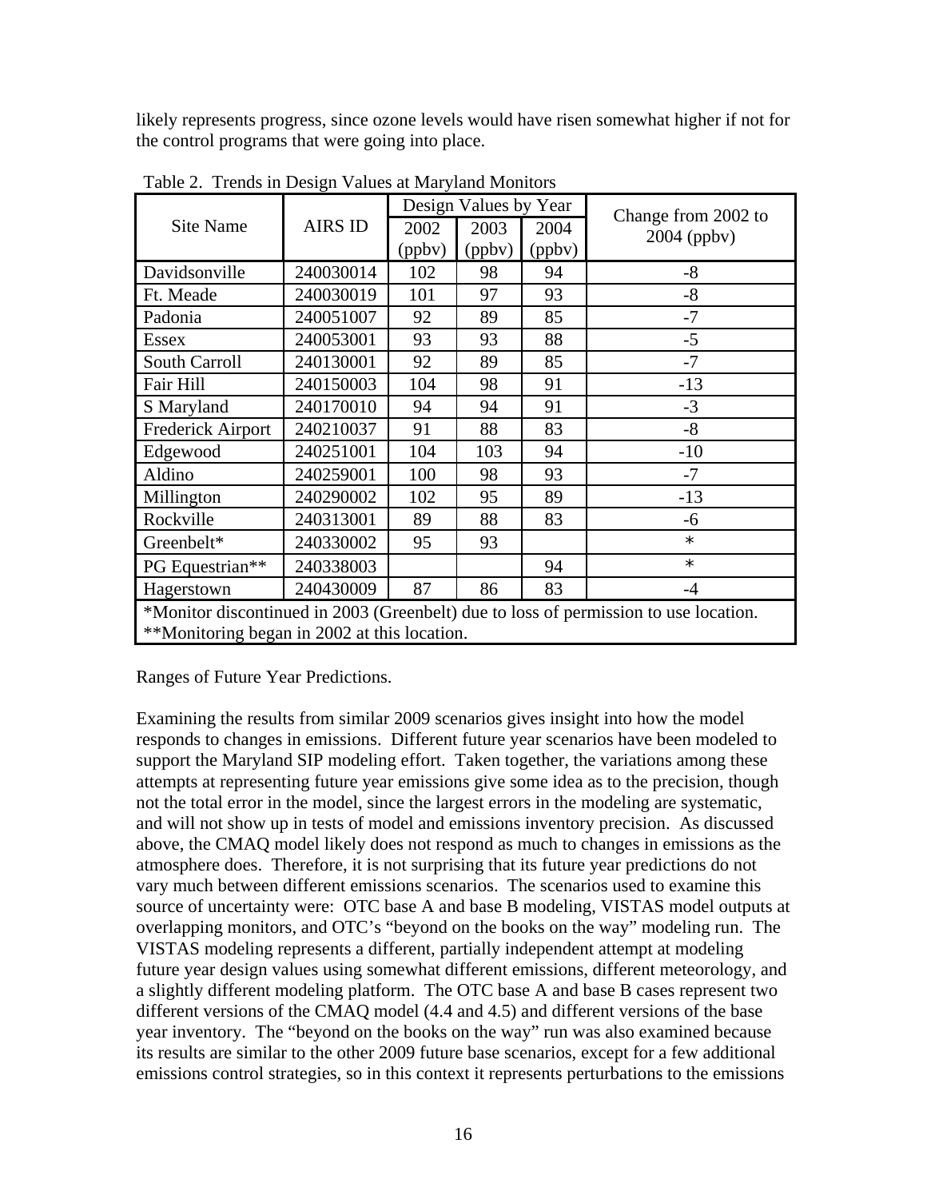likely represents progress, since ozone levels would have risen somewhat higher if not for the control programs that were going into place.

Table 2. Trends in Design Values at Maryland Monitors

| Site Name | AIRS ID | Design Values by Year | | | Change from 2002 to 2004 (ppbv) |
|---|---|---|---|---|---|
| | | 2002 (ppbv) | 2003 (ppbv) | 2004 (ppbv) | |
| Davidsonville | 240030014 | 102 | 98 | 94 | -8 |
| Ft. Meade | 240030019 | 101 | 97 | 93 | -8 |
| Padonia | 240051007 | 92 | 89 | 85 | -7 |
| Essex | 240053001 | 93 | 93 | 88 | -5 |
| South Carroll | 240130001 | 92 | 89 | 85 | -7 |
| Fair Hill | 240150003 | 104 | 98 | 91 | -13 |
| S Maryland | 240170010 | 94 | 94 | 91 | -3 |
| Frederick Airport | 240210037 | 91 | 88 | 83 | -8 |
| Edgewood | 240251001 | 104 | 103 | 94 | -10 |
| Aldino | 240259001 | 100 | 98 | 93 | -7 |
| Millington | 240290002 | 102 | 95 | 89 | -13 |
| Rockville | 240313001 | 89 | 88 | 83 | -6 |
| Greenbelt* | 240330002 | 95 | 93 | | * |
| PG Equestrian** | 240338003 | | | 94 | * |
| Hagerstown | 240430009 | 87 | 86 | 83 | -4 |

*Monitor discontinued in 2003 (Greenbelt) due to loss of permission to use location.
**Monitoring began in 2002 at this location.

Ranges of Future Year Predictions.

Examining the results from similar 2009 scenarios gives insight into how the model responds to changes in emissions. Different future year scenarios have been modeled to support the Maryland SIP modeling effort. Taken together, the variations among these attempts at representing future year emissions give some idea as to the precision, though not the total error in the model, since the largest errors in the modeling are systematic, and will not show up in tests of model and emissions inventory precision. As discussed above, the CMAQ model likely does not respond as much to changes in emissions as the atmosphere does. Therefore, it is not surprising that its future year predictions do not vary much between different emissions scenarios. The scenarios used to examine this source of uncertainty were: OTC base A and base B modeling, VISTAS model outputs at overlapping monitors, and OTC's "beyond on the books on the way" modeling run. The VISTAS modeling represents a different, partially independent attempt at modeling future year design values using somewhat different emissions, different meteorology, and a slightly different modeling platform. The OTC base A and base B cases represent two different versions of the CMAQ model (4.4 and 4.5) and different versions of the base year inventory. The "beyond on the books on the way" run was also examined because its results are similar to the other 2009 future base scenarios, except for a few additional emissions control strategies, so in this context it represents perturbations to the emissions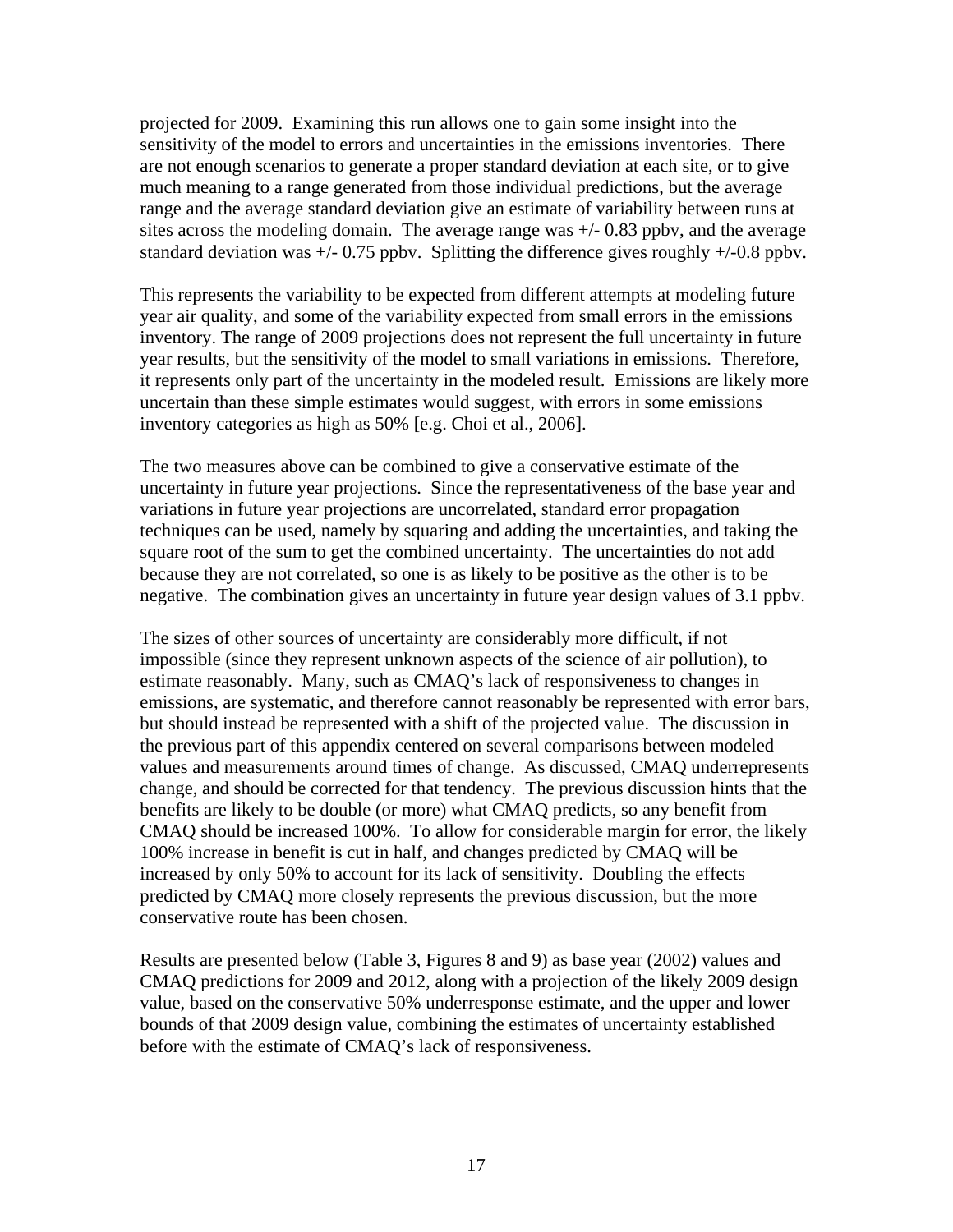projected for 2009. Examining this run allows one to gain some insight into the sensitivity of the model to errors and uncertainties in the emissions inventories. There are not enough scenarios to generate a proper standard deviation at each site, or to give much meaning to a range generated from those individual predictions, but the average range and the average standard deviation give an estimate of variability between runs at sites across the modeling domain. The average range was +/- 0.83 ppbv, and the average standard deviation was +/- 0.75 ppbv. Splitting the difference gives roughly +/-0.8 ppbv.

This represents the variability to be expected from different attempts at modeling future year air quality, and some of the variability expected from small errors in the emissions inventory. The range of 2009 projections does not represent the full uncertainty in future year results, but the sensitivity of the model to small variations in emissions. Therefore, it represents only part of the uncertainty in the modeled result. Emissions are likely more uncertain than these simple estimates would suggest, with errors in some emissions inventory categories as high as 50% [e.g. Choi et al., 2006].

The two measures above can be combined to give a conservative estimate of the uncertainty in future year projections. Since the representativeness of the base year and variations in future year projections are uncorrelated, standard error propagation techniques can be used, namely by squaring and adding the uncertainties, and taking the square root of the sum to get the combined uncertainty. The uncertainties do not add because they are not correlated, so one is as likely to be positive as the other is to be negative. The combination gives an uncertainty in future year design values of 3.1 ppbv.

The sizes of other sources of uncertainty are considerably more difficult, if not impossible (since they represent unknown aspects of the science of air pollution), to estimate reasonably. Many, such as CMAQ's lack of responsiveness to changes in emissions, are systematic, and therefore cannot reasonably be represented with error bars, but should instead be represented with a shift of the projected value. The discussion in the previous part of this appendix centered on several comparisons between modeled values and measurements around times of change. As discussed, CMAQ underrepresents change, and should be corrected for that tendency. The previous discussion hints that the benefits are likely to be double (or more) what CMAQ predicts, so any benefit from CMAQ should be increased 100%. To allow for considerable margin for error, the likely 100% increase in benefit is cut in half, and changes predicted by CMAQ will be increased by only 50% to account for its lack of sensitivity. Doubling the effects predicted by CMAQ more closely represents the previous discussion, but the more conservative route has been chosen.

Results are presented below (Table 3, Figures 8 and 9) as base year (2002) values and CMAQ predictions for 2009 and 2012, along with a projection of the likely 2009 design value, based on the conservative 50% underresponse estimate, and the upper and lower bounds of that 2009 design value, combining the estimates of uncertainty established before with the estimate of CMAQ's lack of responsiveness.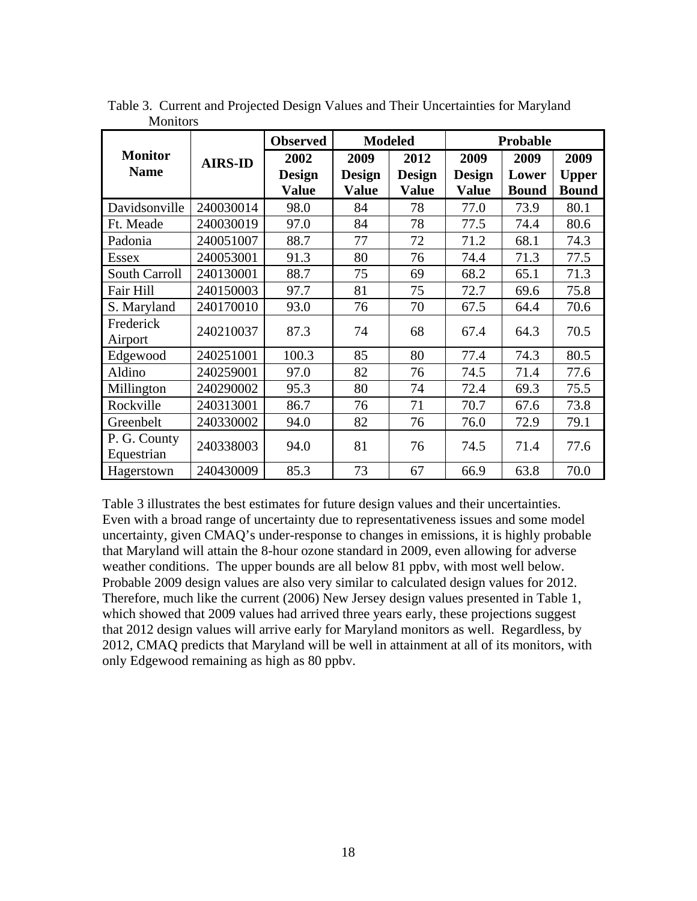Table 3. Current and Projected Design Values and Their Uncertainties for Maryland Monitors

| Monitor Name | AIRS-ID | Observed | Modeled | | Probable | | |
|---|---|---|---|---|---|---|---|
| | | 2002 Design Value | 2009 Design Value | 2012 Design Value | 2009 Design Value | 2009 Lower Bound | 2009 Upper Bound |
| Davidsonville | 240030014 | 98.0 | 84 | 78 | 77.0 | 73.9 | 80.1 |
| Ft. Meade | 240030019 | 97.0 | 84 | 78 | 77.5 | 74.4 | 80.6 |
| Padonia | 240051007 | 88.7 | 77 | 72 | 71.2 | 68.1 | 74.3 |
| Essex | 240053001 | 91.3 | 80 | 76 | 74.4 | 71.3 | 77.5 |
| South Carroll | 240130001 | 88.7 | 75 | 69 | 68.2 | 65.1 | 71.3 |
| Fair Hill | 240150003 | 97.7 | 81 | 75 | 72.7 | 69.6 | 75.8 |
| S. Maryland | 240170010 | 93.0 | 76 | 70 | 67.5 | 64.4 | 70.6 |
| Frederick Airport | 240210037 | 87.3 | 74 | 68 | 67.4 | 64.3 | 70.5 |
| Edgewood | 240251001 | 100.3 | 85 | 80 | 77.4 | 74.3 | 80.5 |
| Aldino | 240259001 | 97.0 | 82 | 76 | 74.5 | 71.4 | 77.6 |
| Millington | 240290002 | 95.3 | 80 | 74 | 72.4 | 69.3 | 75.5 |
| Rockville | 240313001 | 86.7 | 76 | 71 | 70.7 | 67.6 | 73.8 |
| Greenbelt | 240330002 | 94.0 | 82 | 76 | 76.0 | 72.9 | 79.1 |
| P. G. County Equestrian | 240338003 | 94.0 | 81 | 76 | 74.5 | 71.4 | 77.6 |
| Hagerstown | 240430009 | 85.3 | 73 | 67 | 66.9 | 63.8 | 70.0 |

Table 3 illustrates the best estimates for future design values and their uncertainties. Even with a broad range of uncertainty due to representativeness issues and some model uncertainty, given CMAQ's under-response to changes in emissions, it is highly probable that Maryland will attain the 8-hour ozone standard in 2009, even allowing for adverse weather conditions. The upper bounds are all below 81 ppbv, with most well below. Probable 2009 design values are also very similar to calculated design values for 2012. Therefore, much like the current (2006) New Jersey design values presented in Table 1, which showed that 2009 values had arrived three years early, these projections suggest that 2012 design values will arrive early for Maryland monitors as well. Regardless, by 2012, CMAQ predicts that Maryland will be well in attainment at all of its monitors, with only Edgewood remaining as high as 80 ppbv.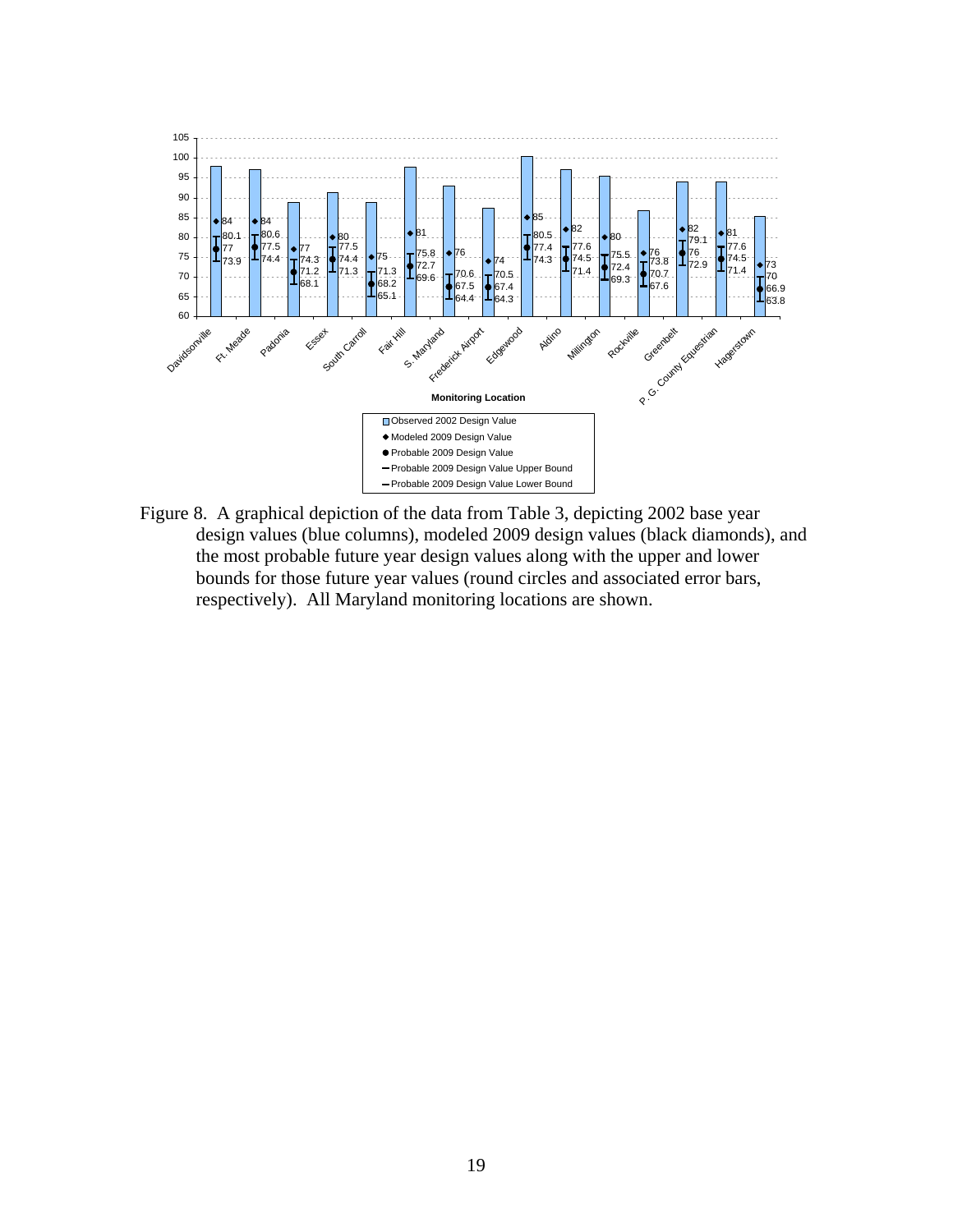Figure 8. A graphical depiction of the data from Table 3, depicting 2002 base year design values (blue columns), modeled 2009 design values (black diamonds), and the most probable future year design values along with the upper and lower bounds for those future year values (round circles and associated error bars, respectively). All Maryland monitoring locations are shown.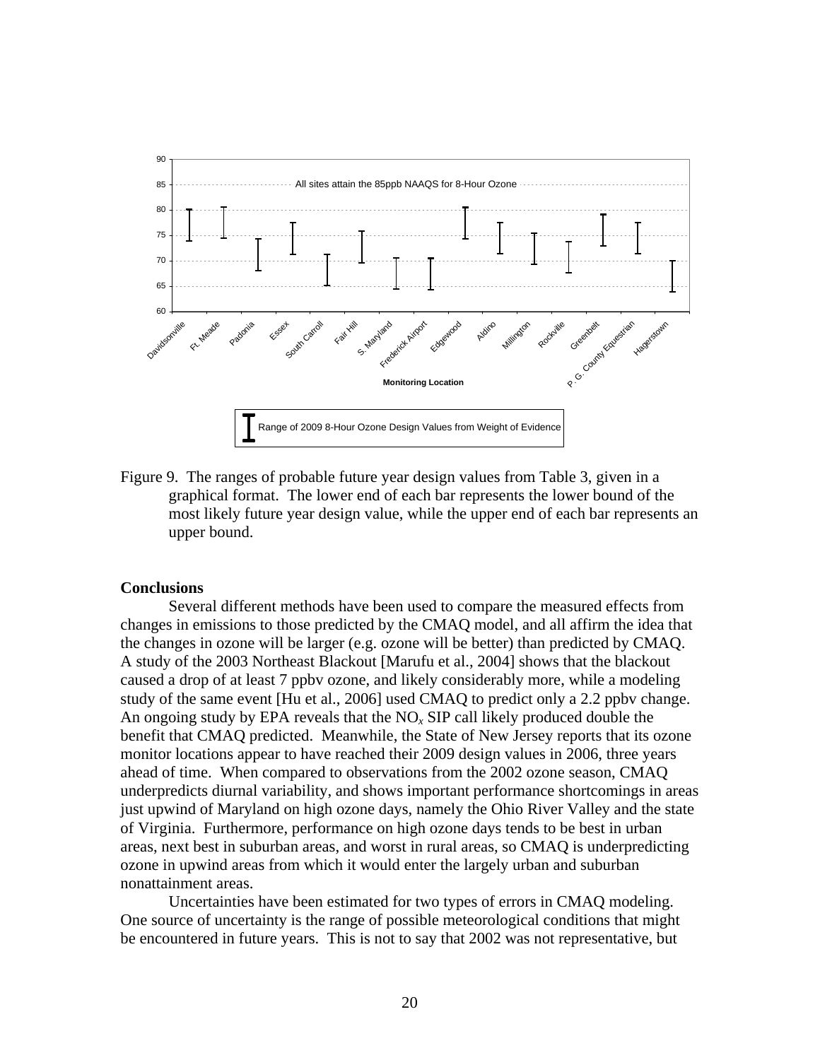Figure 9. The ranges of probable future year design values from Table 3, given in a graphical format. The lower end of each bar represents the lower bound of the most likely future year design value, while the upper end of each bar represents an upper bound.

## Conclusions

Several different methods have been used to compare the measured effects from changes in emissions to those predicted by the CMAQ model, and all affirm the idea that the changes in ozone will be larger (e.g. ozone will be better) than predicted by CMAQ. A study of the 2003 Northeast Blackout [Marufu et al., 2004] shows that the blackout caused a drop of at least 7 ppbv ozone, and likely considerably more, while a modeling study of the same event [Hu et al., 2006] used CMAQ to predict only a 2.2 ppbv change. An ongoing study by EPA reveals that the $NO_x$ SIP call likely produced double the benefit that CMAQ predicted. Meanwhile, the State of New Jersey reports that its ozone monitor locations appear to have reached their 2009 design values in 2006, three years ahead of time. When compared to observations from the 2002 ozone season, CMAQ underpredicts diurnal variability, and shows important performance shortcomings in areas just upwind of Maryland on high ozone days, namely the Ohio River Valley and the state of Virginia. Furthermore, performance on high ozone days tends to be best in urban areas, next best in suburban areas, and worst in rural areas, so CMAQ is underpredicting ozone in upwind areas from which it would enter the largely urban and suburban nonattainment areas.

Uncertainties have been estimated for two types of errors in CMAQ modeling. One source of uncertainty is the range of possible meteorological conditions that might be encountered in future years. This is not to say that 2002 was not representative, but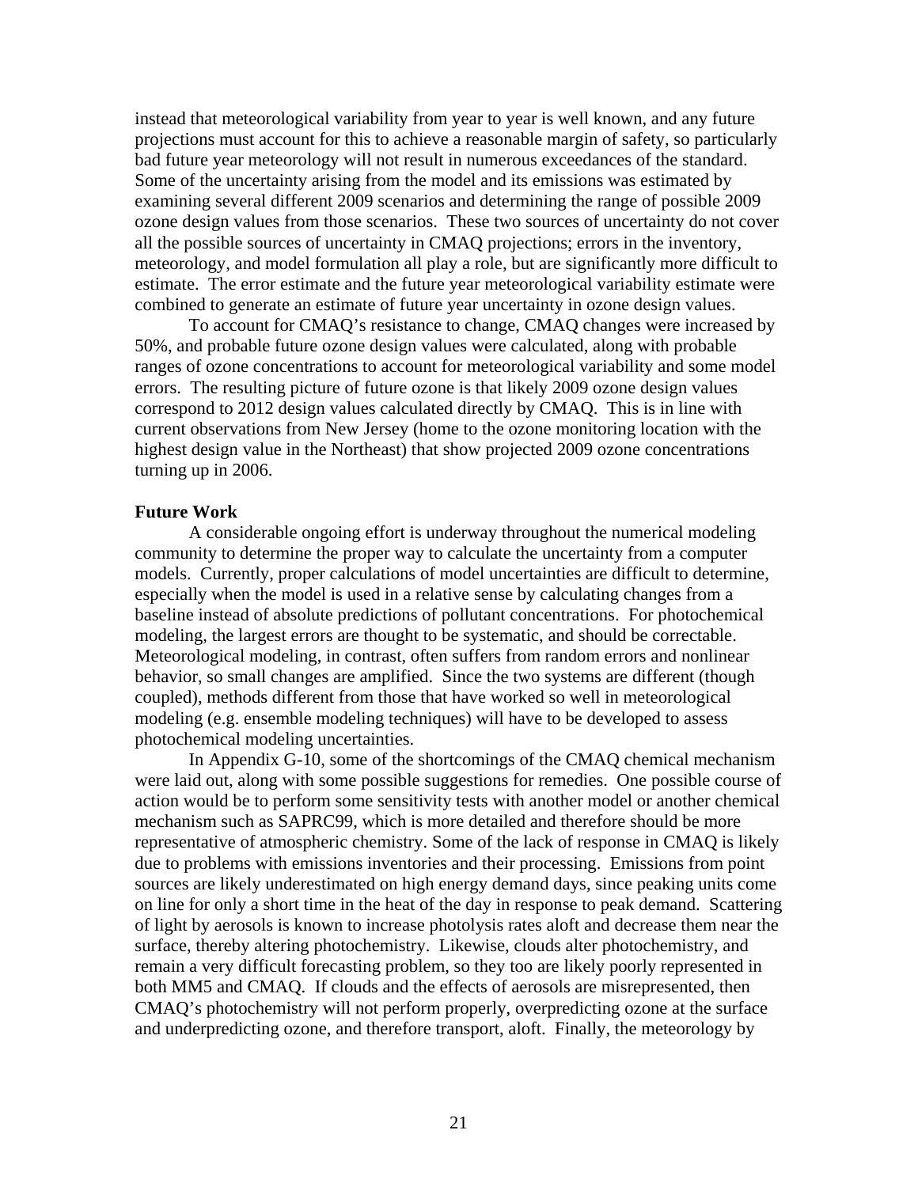instead that meteorological variability from year to year is well known, and any future projections must account for this to achieve a reasonable margin of safety, so particularly bad future year meteorology will not result in numerous exceedances of the standard. Some of the uncertainty arising from the model and its emissions was estimated by examining several different 2009 scenarios and determining the range of possible 2009 ozone design values from those scenarios. These two sources of uncertainty do not cover all the possible sources of uncertainty in CMAQ projections; errors in the inventory, meteorology, and model formulation all play a role, but are significantly more difficult to estimate. The error estimate and the future year meteorological variability estimate were combined to generate an estimate of future year uncertainty in ozone design values.

To account for CMAQ's resistance to change, CMAQ changes were increased by 50%, and probable future ozone design values were calculated, along with probable ranges of ozone concentrations to account for meteorological variability and some model errors. The resulting picture of future ozone is that likely 2009 ozone design values correspond to 2012 design values calculated directly by CMAQ. This is in line with current observations from New Jersey (home to the ozone monitoring location with the highest design value in the Northeast) that show projected 2009 ozone concentrations turning up in 2006.

**Future Work**

A considerable ongoing effort is underway throughout the numerical modeling community to determine the proper way to calculate the uncertainty from a computer models. Currently, proper calculations of model uncertainties are difficult to determine, especially when the model is used in a relative sense by calculating changes from a baseline instead of absolute predictions of pollutant concentrations. For photochemical modeling, the largest errors are thought to be systematic, and should be correctable. Meteorological modeling, in contrast, often suffers from random errors and nonlinear behavior, so small changes are amplified. Since the two systems are different (though coupled), methods different from those that have worked so well in meteorological modeling (e.g. ensemble modeling techniques) will have to be developed to assess photochemical modeling uncertainties.

In Appendix G-10, some of the shortcomings of the CMAQ chemical mechanism were laid out, along with some possible suggestions for remedies. One possible course of action would be to perform some sensitivity tests with another model or another chemical mechanism such as SAPRC99, which is more detailed and therefore should be more representative of atmospheric chemistry. Some of the lack of response in CMAQ is likely due to problems with emissions inventories and their processing. Emissions from point sources are likely underestimated on high energy demand days, since peaking units come on line for only a short time in the heat of the day in response to peak demand. Scattering of light by aerosols is known to increase photolysis rates aloft and decrease them near the surface, thereby altering photochemistry. Likewise, clouds alter photochemistry, and remain a very difficult forecasting problem, so they too are likely poorly represented in both MM5 and CMAQ. If clouds and the effects of aerosols are misrepresented, then CMAQ's photochemistry will not perform properly, overpredicting ozone at the surface and underpredicting ozone, and therefore transport, aloft. Finally, the meteorology by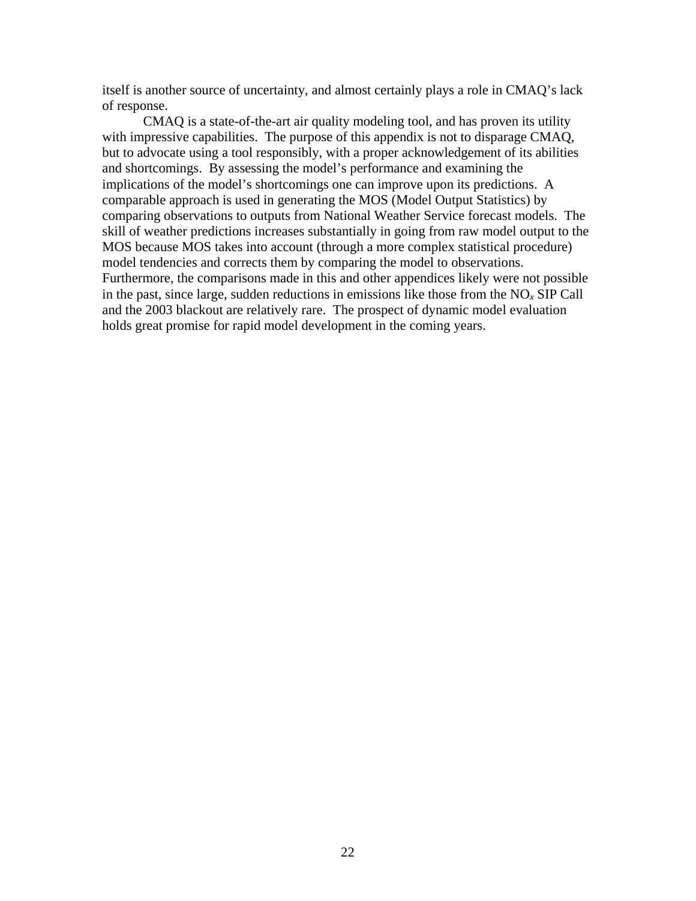itself is another source of uncertainty, and almost certainly plays a role in CMAQ's lack of response.

CMAQ is a state-of-the-art air quality modeling tool, and has proven its utility with impressive capabilities. The purpose of this appendix is not to disparage CMAQ, but to advocate using a tool responsibly, with a proper acknowledgement of its abilities and shortcomings. By assessing the model's performance and examining the implications of the model's shortcomings one can improve upon its predictions. A comparable approach is used in generating the MOS (Model Output Statistics) by comparing observations to outputs from National Weather Service forecast models. The skill of weather predictions increases substantially in going from raw model output to the MOS because MOS takes into account (through a more complex statistical procedure) model tendencies and corrects them by comparing the model to observations. Furthermore, the comparisons made in this and other appendices likely were not possible in the past, since large, sudden reductions in emissions like those from the $NO_x$ SIP Call and the 2003 blackout are relatively rare. The prospect of dynamic model evaluation holds great promise for rapid model development in the coming years.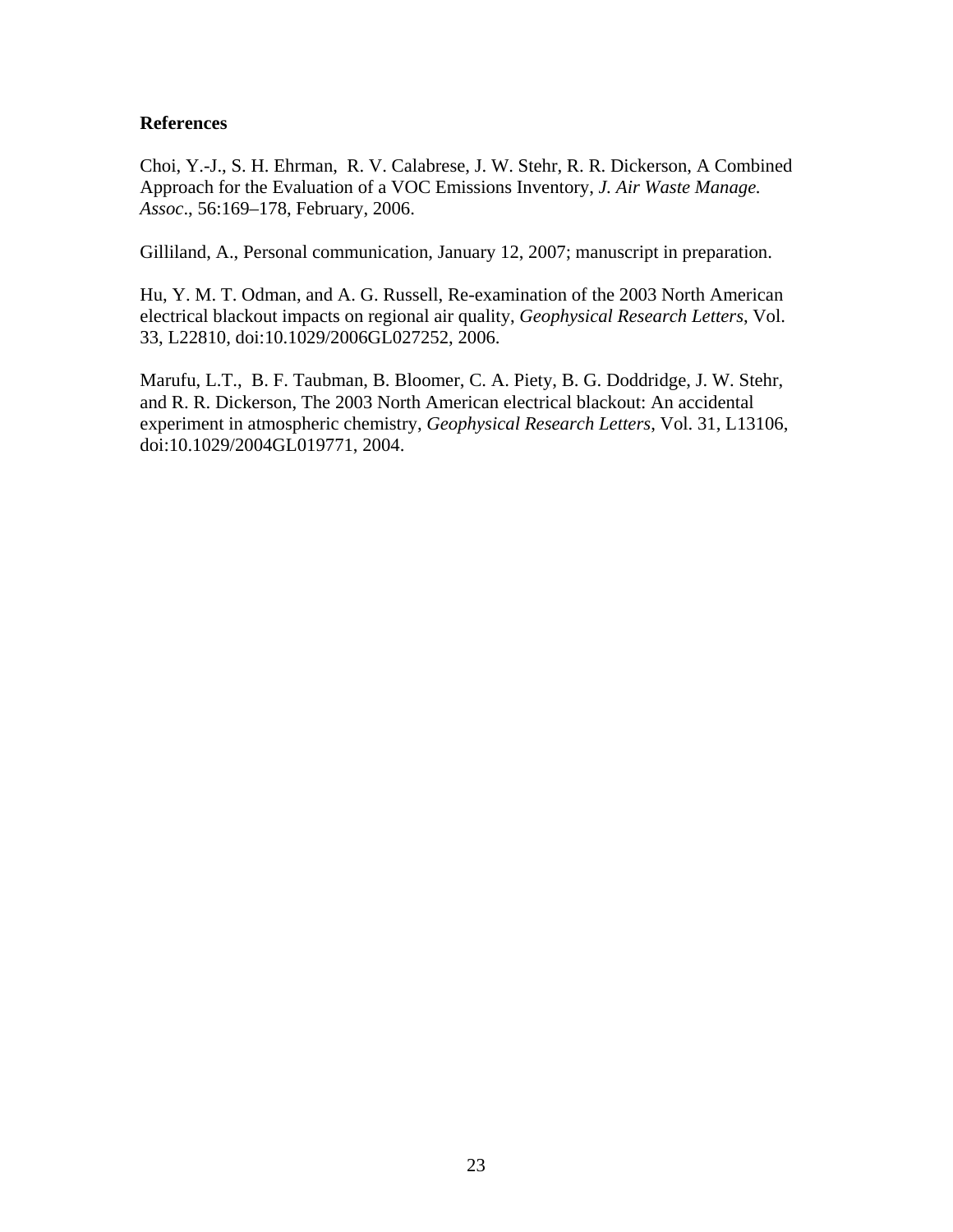**References**

Choi, Y.-J., S. H. Ehrman, R. V. Calabrese, J. W. Stehr, R. R. Dickerson, A Combined Approach for the Evaluation of a VOC Emissions Inventory, *J. Air Waste Manage. Assoc*., 56:169–178, February, 2006.

Gilliland, A., Personal communication, January 12, 2007; manuscript in preparation.

Hu, Y. M. T. Odman, and A. G. Russell, Re-examination of the 2003 North American electrical blackout impacts on regional air quality, *Geophysical Research Letters*, Vol. 33, L22810, doi:10.1029/2006GL027252, 2006.

Marufu, L.T., B. F. Taubman, B. Bloomer, C. A. Piety, B. G. Doddridge, J. W. Stehr, and R. R. Dickerson, The 2003 North American electrical blackout: An accidental experiment in atmospheric chemistry, *Geophysical Research Letters*, Vol. 31, L13106, doi:10.1029/2004GL019771, 2004.